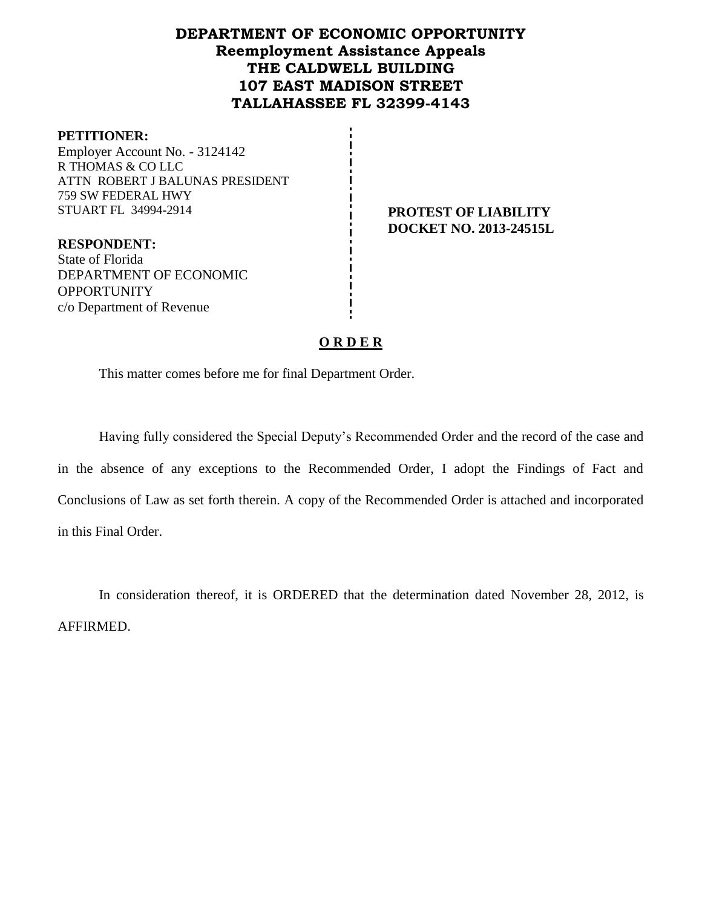# DEPARTMENT OF ECONOMIC OPPORTUNITY
## Reemployment Assistance Appeals
## THE CALDWELL BUILDING
## 107 EAST MADISON STREET
## TALLAHASSEE FL 32399-4143

**PETITIONER:**
Employer Account No. - 3124142
R THOMAS & CO LLC
ATTN ROBERT J BALUNAS PRESIDENT
759 SW FEDERAL HWY
STUART FL 34994-2914

**PROTEST OF LIABILITY**
**DOCKET NO. 2013-24515L**

**RESPONDENT:**
State of Florida
DEPARTMENT OF ECONOMIC OPPORTUNITY
c/o Department of Revenue

## O R D E R

This matter comes before me for final Department Order.

Having fully considered the Special Deputy's Recommended Order and the record of the case and in the absence of any exceptions to the Recommended Order, I adopt the Findings of Fact and Conclusions of Law as set forth therein. A copy of the Recommended Order is attached and incorporated in this Final Order.

In consideration thereof, it is ORDERED that the determination dated November 28, 2012, is AFFIRMED.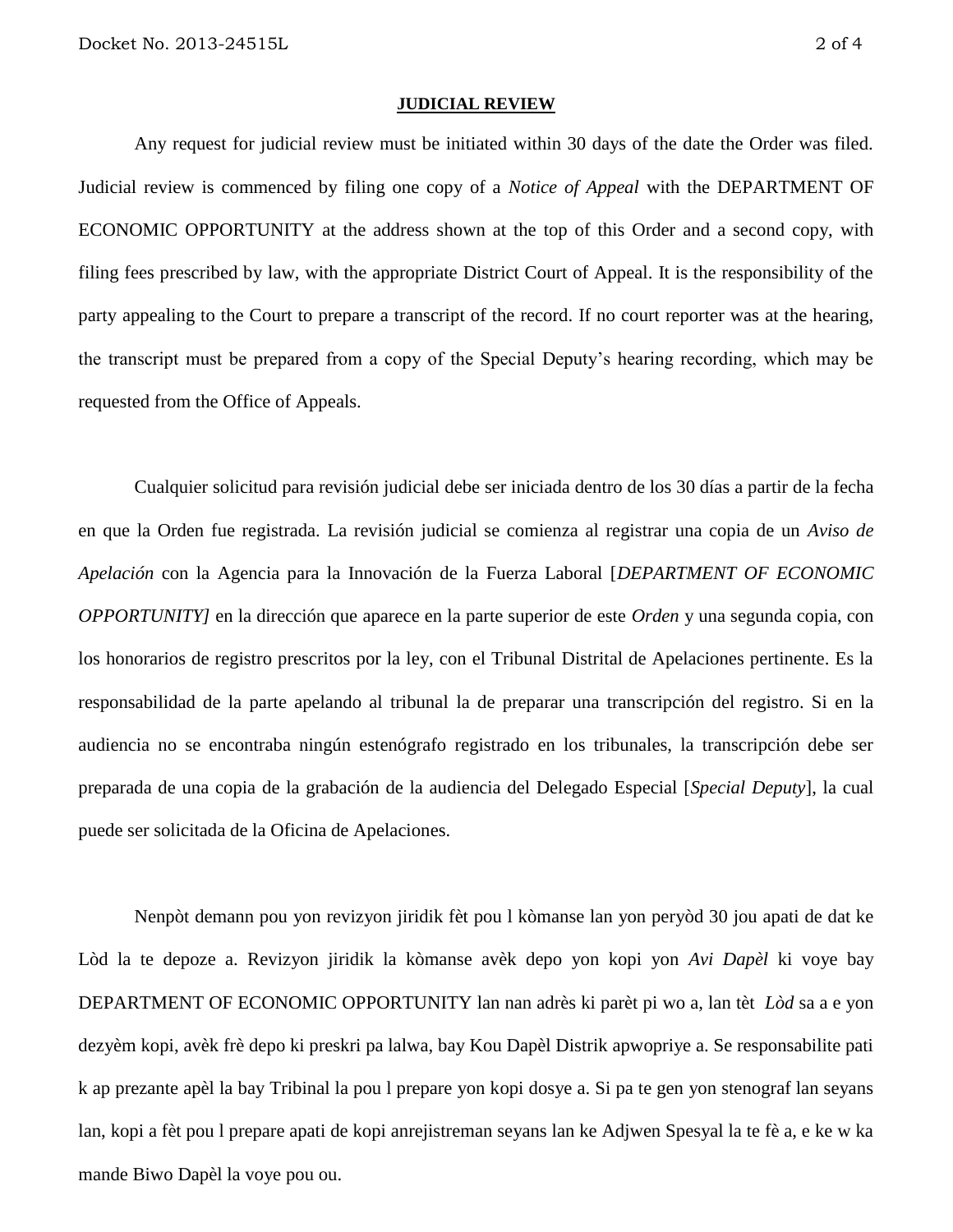**JUDICIAL REVIEW**

Any request for judicial review must be initiated within 30 days of the date the Order was filed. Judicial review is commenced by filing one copy of a *Notice of Appeal* with the DEPARTMENT OF ECONOMIC OPPORTUNITY at the address shown at the top of this Order and a second copy, with filing fees prescribed by law, with the appropriate District Court of Appeal. It is the responsibility of the party appealing to the Court to prepare a transcript of the record. If no court reporter was at the hearing, the transcript must be prepared from a copy of the Special Deputy's hearing recording, which may be requested from the Office of Appeals.

Cualquier solicitud para revisión judicial debe ser iniciada dentro de los 30 días a partir de la fecha en que la Orden fue registrada. La revisión judicial se comienza al registrar una copia de un *Aviso de Apelación* con la Agencia para la Innovación de la Fuerza Laboral [*DEPARTMENT OF ECONOMIC OPPORTUNITY]* en la dirección que aparece en la parte superior de este *Orden* y una segunda copia, con los honorarios de registro prescritos por la ley, con el Tribunal Distrital de Apelaciones pertinente. Es la responsabilidad de la parte apelando al tribunal la de preparar una transcripción del registro. Si en la audiencia no se encontraba ningún estenógrafo registrado en los tribunales, la transcripción debe ser preparada de una copia de la grabación de la audiencia del Delegado Especial [*Special Deputy*], la cual puede ser solicitada de la Oficina de Apelaciones.

Nenpòt demann pou yon revizyon jiridik fèt pou l kòmanse lan yon peryòd 30 jou apati de dat ke Lòd la te depoze a. Revizyon jiridik la kòmanse avèk depo yon kopi yon *Avi Dapèl* ki voye bay DEPARTMENT OF ECONOMIC OPPORTUNITY lan nan adrès ki parèt pi wo a, lan tèt *Lòd* sa a e yon dezyèm kopi, avèk frè depo ki preskri pa lalwa, bay Kou Dapèl Distrik apwopriye a. Se responsabilite pati k ap prezante apèl la bay Tribinal la pou l prepare yon kopi dosye a. Si pa te gen yon stenograf lan seyans lan, kopi a fèt pou l prepare apati de kopi anrejistreman seyans lan ke Adjwen Spesyal la te fè a, e ke w ka mande Biwo Dapèl la voye pou ou.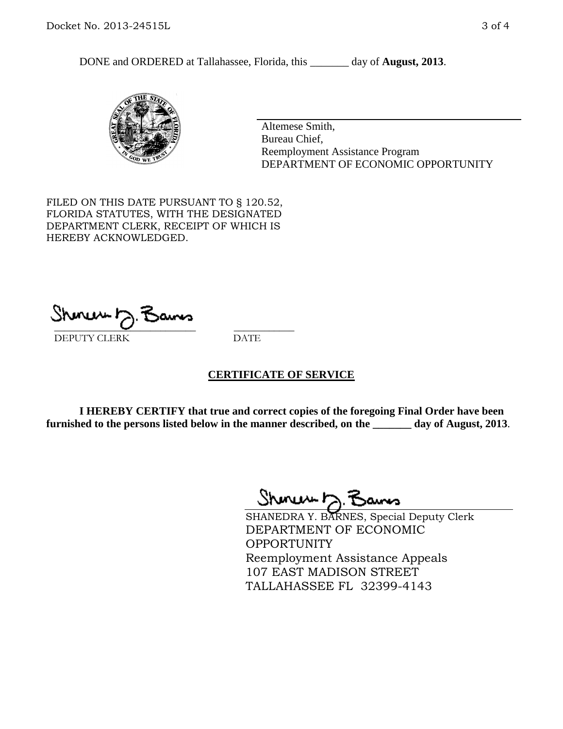DONE and ORDERED at Tallahassee, Florida, this _______ day of **August, 2013**.

Altemese Smith,
Bureau Chief,
Reemployment Assistance Program
DEPARTMENT OF ECONOMIC OPPORTUNITY

FILED ON THIS DATE PURSUANT TO § 120.52, FLORIDA STATUTES, WITH THE DESIGNATED DEPARTMENT CLERK, RECEIPT OF WHICH IS HEREBY ACKNOWLEDGED.

___________________________ ___________
DEPUTY CLERK DATE

## CERTIFICATE OF SERVICE

**I HEREBY CERTIFY that true and correct copies of the foregoing Final Order have been furnished to the persons listed below in the manner described, on the _______ day of August, 2013**.

SHANEDRA Y. BARNES, Special Deputy Clerk
DEPARTMENT OF ECONOMIC OPPORTUNITY
Reemployment Assistance Appeals
107 EAST MADISON STREET
TALLAHASSEE FL 32399-4143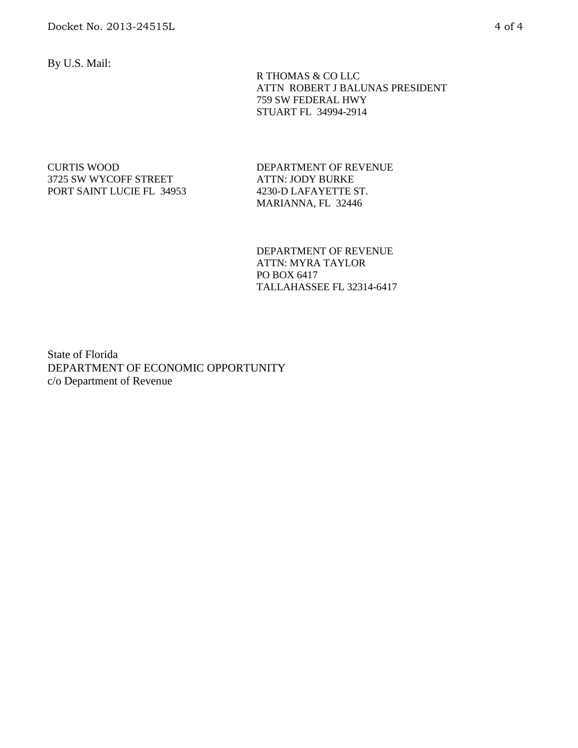By U.S. Mail:

R THOMAS & CO LLC
ATTN ROBERT J BALUNAS PRESIDENT
759 SW FEDERAL HWY
STUART FL 34994-2914

CURTIS WOOD
3725 SW WYCOFF STREET
PORT SAINT LUCIE FL 34953

DEPARTMENT OF REVENUE
ATTN: JODY BURKE
4230-D LAFAYETTE ST.
MARIANNA, FL 32446

DEPARTMENT OF REVENUE
ATTN: MYRA TAYLOR
PO BOX 6417
TALLAHASSEE FL 32314-6417

State of Florida
DEPARTMENT OF ECONOMIC OPPORTUNITY
c/o Department of Revenue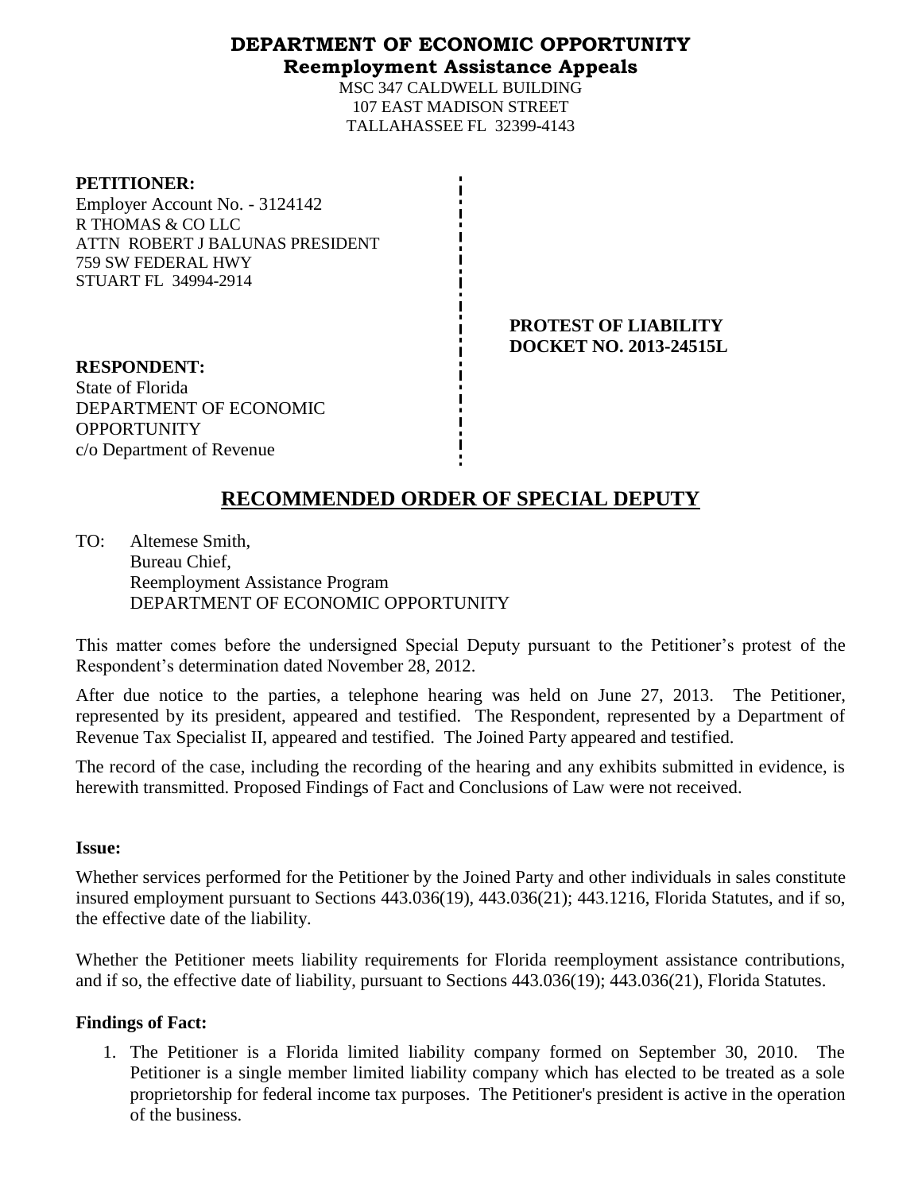# DEPARTMENT OF ECONOMIC OPPORTUNITY
## Reemployment Assistance Appeals

MSC 347 CALDWELL BUILDING
107 EAST MADISON STREET
TALLAHASSEE FL 32399-4143

**PETITIONER:**
Employer Account No. - 3124142
R THOMAS & CO LLC
ATTN ROBERT J BALUNAS PRESIDENT
759 SW FEDERAL HWY
STUART FL 34994-2914

**PROTEST OF LIABILITY**
**DOCKET NO. 2013-24515L**

**RESPONDENT:**
State of Florida
DEPARTMENT OF ECONOMIC OPPORTUNITY
c/o Department of Revenue

## RECOMMENDED ORDER OF SPECIAL DEPUTY

TO: Altemese Smith,
Bureau Chief,
Reemployment Assistance Program
DEPARTMENT OF ECONOMIC OPPORTUNITY

This matter comes before the undersigned Special Deputy pursuant to the Petitioner's protest of the Respondent's determination dated November 28, 2012.

After due notice to the parties, a telephone hearing was held on June 27, 2013. The Petitioner, represented by its president, appeared and testified. The Respondent, represented by a Department of Revenue Tax Specialist II, appeared and testified. The Joined Party appeared and testified.

The record of the case, including the recording of the hearing and any exhibits submitted in evidence, is herewith transmitted. Proposed Findings of Fact and Conclusions of Law were not received.

**Issue:**

Whether services performed for the Petitioner by the Joined Party and other individuals in sales constitute insured employment pursuant to Sections 443.036(19), 443.036(21); 443.1216, Florida Statutes, and if so, the effective date of the liability.

Whether the Petitioner meets liability requirements for Florida reemployment assistance contributions, and if so, the effective date of liability, pursuant to Sections 443.036(19); 443.036(21), Florida Statutes.

**Findings of Fact:**

1. The Petitioner is a Florida limited liability company formed on September 30, 2010. The Petitioner is a single member limited liability company which has elected to be treated as a sole proprietorship for federal income tax purposes. The Petitioner's president is active in the operation of the business.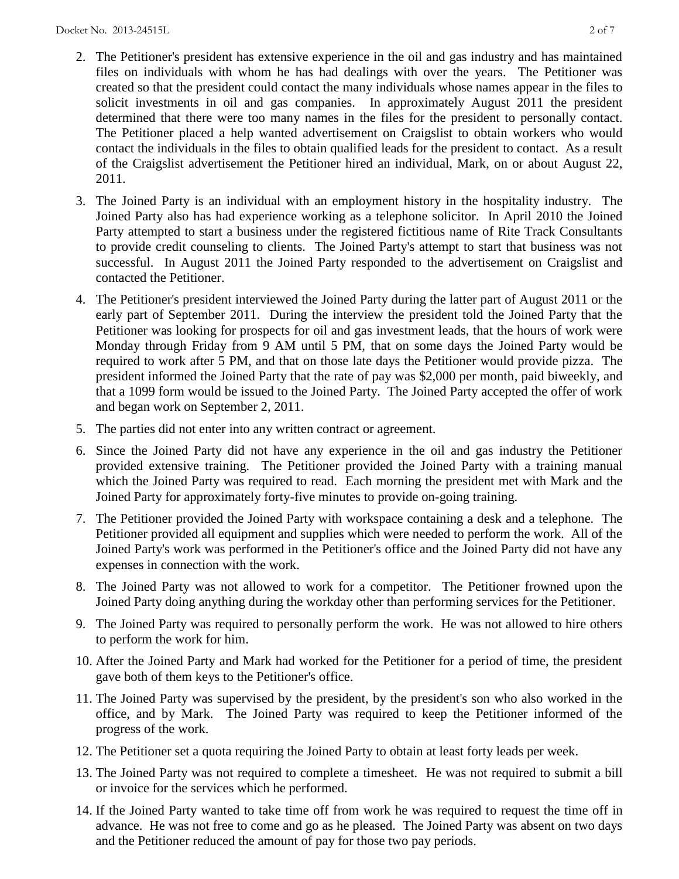2. The Petitioner's president has extensive experience in the oil and gas industry and has maintained files on individuals with whom he has had dealings with over the years. The Petitioner was created so that the president could contact the many individuals whose names appear in the files to solicit investments in oil and gas companies. In approximately August 2011 the president determined that there were too many names in the files for the president to personally contact. The Petitioner placed a help wanted advertisement on Craigslist to obtain workers who would contact the individuals in the files to obtain qualified leads for the president to contact. As a result of the Craigslist advertisement the Petitioner hired an individual, Mark, on or about August 22, 2011.

3. The Joined Party is an individual with an employment history in the hospitality industry. The Joined Party also has had experience working as a telephone solicitor. In April 2010 the Joined Party attempted to start a business under the registered fictitious name of Rite Track Consultants to provide credit counseling to clients. The Joined Party's attempt to start that business was not successful. In August 2011 the Joined Party responded to the advertisement on Craigslist and contacted the Petitioner.

4. The Petitioner's president interviewed the Joined Party during the latter part of August 2011 or the early part of September 2011. During the interview the president told the Joined Party that the Petitioner was looking for prospects for oil and gas investment leads, that the hours of work were Monday through Friday from 9 AM until 5 PM, that on some days the Joined Party would be required to work after 5 PM, and that on those late days the Petitioner would provide pizza. The president informed the Joined Party that the rate of pay was $2,000 per month, paid biweekly, and that a 1099 form would be issued to the Joined Party. The Joined Party accepted the offer of work and began work on September 2, 2011.

5. The parties did not enter into any written contract or agreement.

6. Since the Joined Party did not have any experience in the oil and gas industry the Petitioner provided extensive training. The Petitioner provided the Joined Party with a training manual which the Joined Party was required to read. Each morning the president met with Mark and the Joined Party for approximately forty-five minutes to provide on-going training.

7. The Petitioner provided the Joined Party with workspace containing a desk and a telephone. The Petitioner provided all equipment and supplies which were needed to perform the work. All of the Joined Party's work was performed in the Petitioner's office and the Joined Party did not have any expenses in connection with the work.

8. The Joined Party was not allowed to work for a competitor. The Petitioner frowned upon the Joined Party doing anything during the workday other than performing services for the Petitioner.

9. The Joined Party was required to personally perform the work. He was not allowed to hire others to perform the work for him.

10. After the Joined Party and Mark had worked for the Petitioner for a period of time, the president gave both of them keys to the Petitioner's office.

11. The Joined Party was supervised by the president, by the president's son who also worked in the office, and by Mark. The Joined Party was required to keep the Petitioner informed of the progress of the work.

12. The Petitioner set a quota requiring the Joined Party to obtain at least forty leads per week.

13. The Joined Party was not required to complete a timesheet. He was not required to submit a bill or invoice for the services which he performed.

14. If the Joined Party wanted to take time off from work he was required to request the time off in advance. He was not free to come and go as he pleased. The Joined Party was absent on two days and the Petitioner reduced the amount of pay for those two pay periods.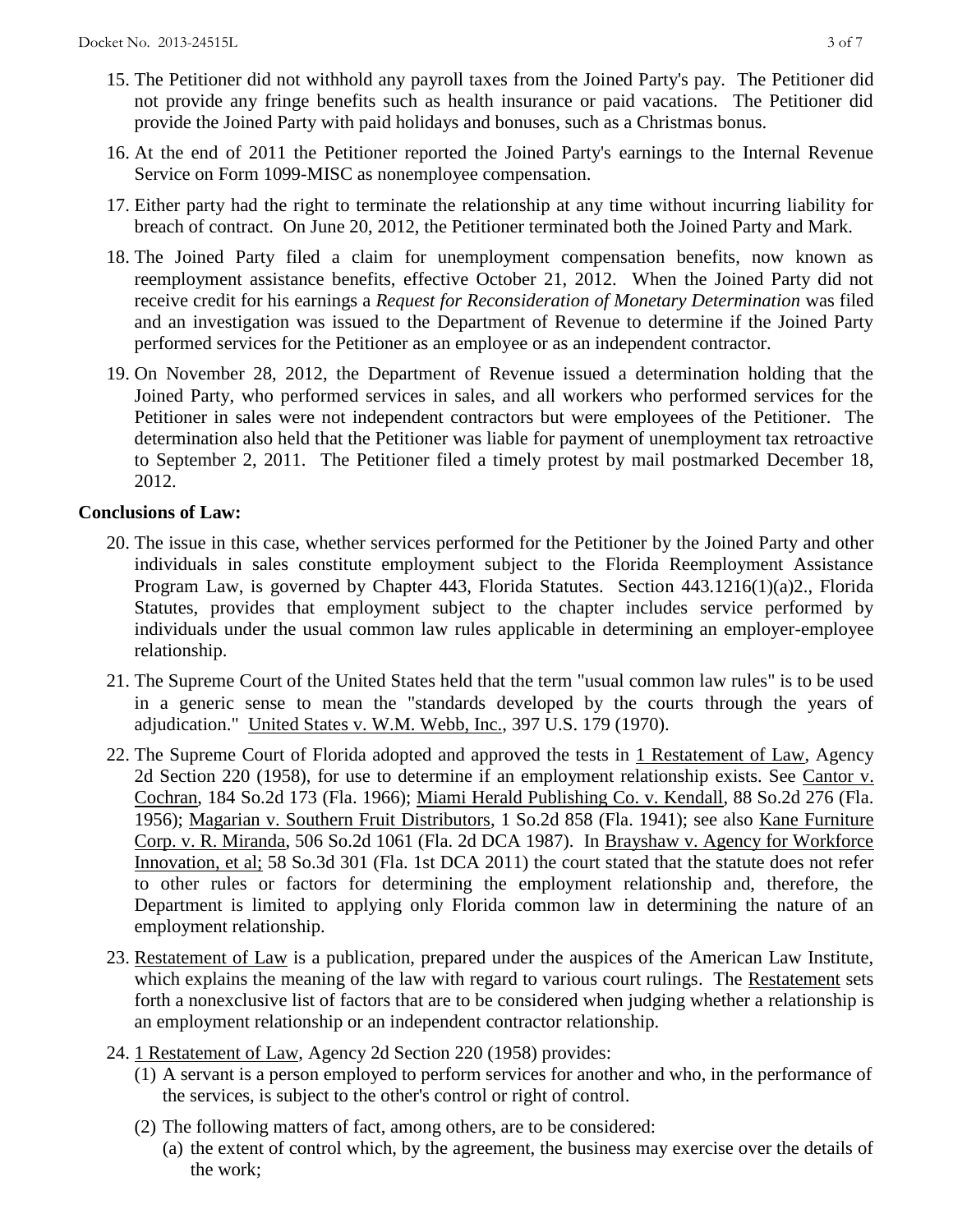15. The Petitioner did not withhold any payroll taxes from the Joined Party's pay. The Petitioner did not provide any fringe benefits such as health insurance or paid vacations. The Petitioner did provide the Joined Party with paid holidays and bonuses, such as a Christmas bonus.

16. At the end of 2011 the Petitioner reported the Joined Party's earnings to the Internal Revenue Service on Form 1099-MISC as nonemployee compensation.

17. Either party had the right to terminate the relationship at any time without incurring liability for breach of contract. On June 20, 2012, the Petitioner terminated both the Joined Party and Mark.

18. The Joined Party filed a claim for unemployment compensation benefits, now known as reemployment assistance benefits, effective October 21, 2012. When the Joined Party did not receive credit for his earnings a *Request for Reconsideration of Monetary Determination* was filed and an investigation was issued to the Department of Revenue to determine if the Joined Party performed services for the Petitioner as an employee or as an independent contractor.

19. On November 28, 2012, the Department of Revenue issued a determination holding that the Joined Party, who performed services in sales, and all workers who performed services for the Petitioner in sales were not independent contractors but were employees of the Petitioner. The determination also held that the Petitioner was liable for payment of unemployment tax retroactive to September 2, 2011. The Petitioner filed a timely protest by mail postmarked December 18, 2012.

**Conclusions of Law:**

20. The issue in this case, whether services performed for the Petitioner by the Joined Party and other individuals in sales constitute employment subject to the Florida Reemployment Assistance Program Law, is governed by Chapter 443, Florida Statutes. Section 443.1216(1)(a)2., Florida Statutes, provides that employment subject to the chapter includes service performed by individuals under the usual common law rules applicable in determining an employer-employee relationship.

21. The Supreme Court of the United States held that the term "usual common law rules" is to be used in a generic sense to mean the "standards developed by the courts through the years of adjudication." United States v. W.M. Webb, Inc., 397 U.S. 179 (1970).

22. The Supreme Court of Florida adopted and approved the tests in 1 Restatement of Law, Agency 2d Section 220 (1958), for use to determine if an employment relationship exists. See Cantor v. Cochran, 184 So.2d 173 (Fla. 1966); Miami Herald Publishing Co. v. Kendall, 88 So.2d 276 (Fla. 1956); Magarian v. Southern Fruit Distributors, 1 So.2d 858 (Fla. 1941); see also Kane Furniture Corp. v. R. Miranda, 506 So.2d 1061 (Fla. 2d DCA 1987). In Brayshaw v. Agency for Workforce Innovation, et al; 58 So.3d 301 (Fla. 1st DCA 2011) the court stated that the statute does not refer to other rules or factors for determining the employment relationship and, therefore, the Department is limited to applying only Florida common law in determining the nature of an employment relationship.

23. Restatement of Law is a publication, prepared under the auspices of the American Law Institute, which explains the meaning of the law with regard to various court rulings. The Restatement sets forth a nonexclusive list of factors that are to be considered when judging whether a relationship is an employment relationship or an independent contractor relationship.

24. 1 Restatement of Law, Agency 2d Section 220 (1958) provides:
    (1) A servant is a person employed to perform services for another and who, in the performance of the services, is subject to the other's control or right of control.
    (2) The following matters of fact, among others, are to be considered:
        (a) the extent of control which, by the agreement, the business may exercise over the details of the work;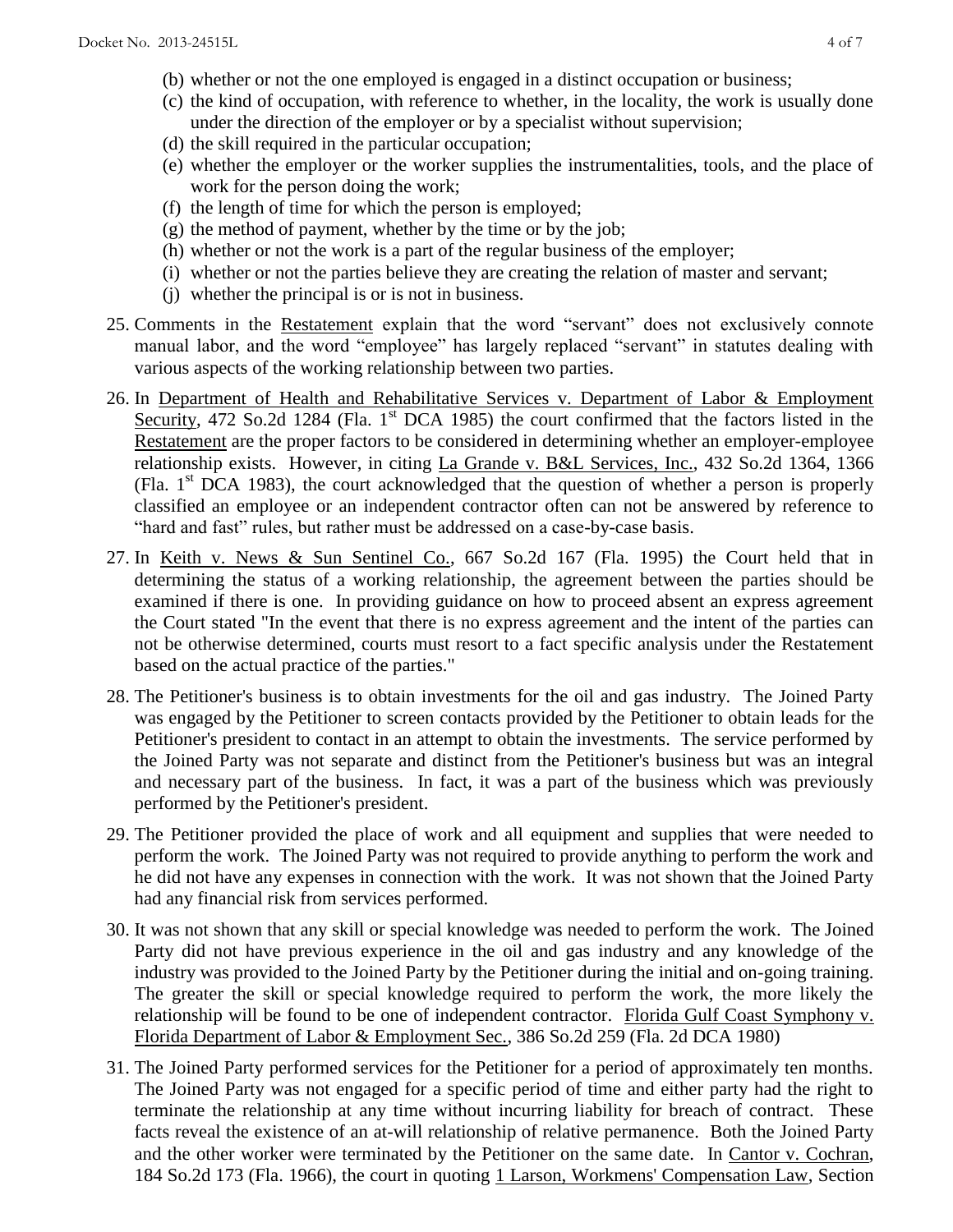(b) whether or not the one employed is engaged in a distinct occupation or business;
(c) the kind of occupation, with reference to whether, in the locality, the work is usually done under the direction of the employer or by a specialist without supervision;
(d) the skill required in the particular occupation;
(e) whether the employer or the worker supplies the instrumentalities, tools, and the place of work for the person doing the work;
(f) the length of time for which the person is employed;
(g) the method of payment, whether by the time or by the job;
(h) whether or not the work is a part of the regular business of the employer;
(i) whether or not the parties believe they are creating the relation of master and servant;
(j) whether the principal is or is not in business.

25. Comments in the Restatement explain that the word "servant" does not exclusively connote manual labor, and the word "employee" has largely replaced "servant" in statutes dealing with various aspects of the working relationship between two parties.

26. In Department of Health and Rehabilitative Services v. Department of Labor & Employment Security, 472 So.2d 1284 (Fla. 1st DCA 1985) the court confirmed that the factors listed in the Restatement are the proper factors to be considered in determining whether an employer-employee relationship exists. However, in citing La Grande v. B&L Services, Inc., 432 So.2d 1364, 1366 (Fla. 1st DCA 1983), the court acknowledged that the question of whether a person is properly classified an employee or an independent contractor often can not be answered by reference to "hard and fast" rules, but rather must be addressed on a case-by-case basis.

27. In Keith v. News & Sun Sentinel Co., 667 So.2d 167 (Fla. 1995) the Court held that in determining the status of a working relationship, the agreement between the parties should be examined if there is one. In providing guidance on how to proceed absent an express agreement the Court stated "In the event that there is no express agreement and the intent of the parties can not be otherwise determined, courts must resort to a fact specific analysis under the Restatement based on the actual practice of the parties."

28. The Petitioner's business is to obtain investments for the oil and gas industry. The Joined Party was engaged by the Petitioner to screen contacts provided by the Petitioner to obtain leads for the Petitioner's president to contact in an attempt to obtain the investments. The service performed by the Joined Party was not separate and distinct from the Petitioner's business but was an integral and necessary part of the business. In fact, it was a part of the business which was previously performed by the Petitioner's president.

29. The Petitioner provided the place of work and all equipment and supplies that were needed to perform the work. The Joined Party was not required to provide anything to perform the work and he did not have any expenses in connection with the work. It was not shown that the Joined Party had any financial risk from services performed.

30. It was not shown that any skill or special knowledge was needed to perform the work. The Joined Party did not have previous experience in the oil and gas industry and any knowledge of the industry was provided to the Joined Party by the Petitioner during the initial and on-going training. The greater the skill or special knowledge required to perform the work, the more likely the relationship will be found to be one of independent contractor. Florida Gulf Coast Symphony v. Florida Department of Labor & Employment Sec., 386 So.2d 259 (Fla. 2d DCA 1980)

31. The Joined Party performed services for the Petitioner for a period of approximately ten months. The Joined Party was not engaged for a specific period of time and either party had the right to terminate the relationship at any time without incurring liability for breach of contract. These facts reveal the existence of an at-will relationship of relative permanence. Both the Joined Party and the other worker were terminated by the Petitioner on the same date. In Cantor v. Cochran, 184 So.2d 173 (Fla. 1966), the court in quoting 1 Larson, Workmens' Compensation Law, Section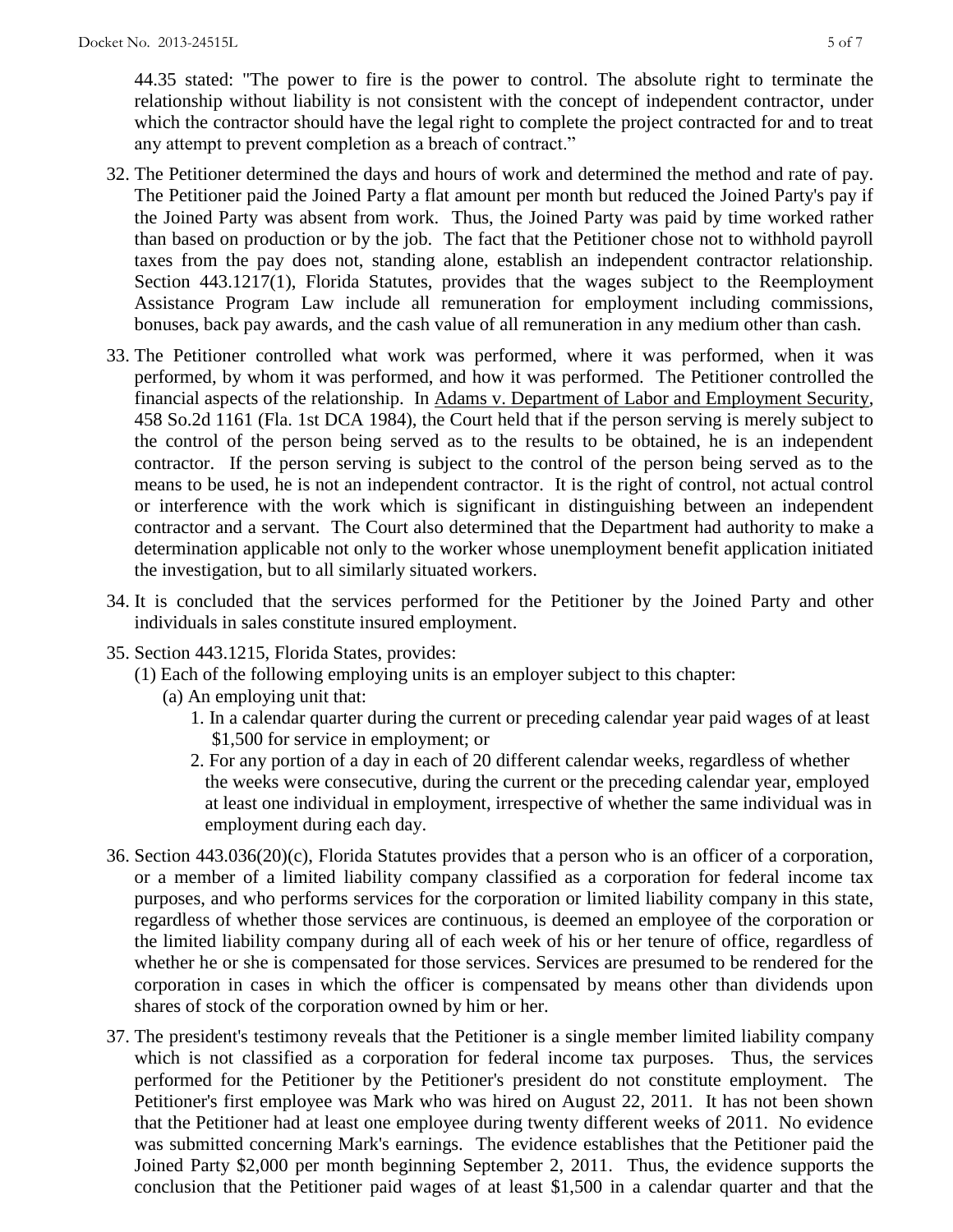44.35 stated: "The power to fire is the power to control. The absolute right to terminate the relationship without liability is not consistent with the concept of independent contractor, under which the contractor should have the legal right to complete the project contracted for and to treat any attempt to prevent completion as a breach of contract."

32. The Petitioner determined the days and hours of work and determined the method and rate of pay. The Petitioner paid the Joined Party a flat amount per month but reduced the Joined Party's pay if the Joined Party was absent from work. Thus, the Joined Party was paid by time worked rather than based on production or by the job. The fact that the Petitioner chose not to withhold payroll taxes from the pay does not, standing alone, establish an independent contractor relationship. Section 443.1217(1), Florida Statutes, provides that the wages subject to the Reemployment Assistance Program Law include all remuneration for employment including commissions, bonuses, back pay awards, and the cash value of all remuneration in any medium other than cash.

33. The Petitioner controlled what work was performed, where it was performed, when it was performed, by whom it was performed, and how it was performed. The Petitioner controlled the financial aspects of the relationship. In Adams v. Department of Labor and Employment Security, 458 So.2d 1161 (Fla. 1st DCA 1984), the Court held that if the person serving is merely subject to the control of the person being served as to the results to be obtained, he is an independent contractor. If the person serving is subject to the control of the person being served as to the means to be used, he is not an independent contractor. It is the right of control, not actual control or interference with the work which is significant in distinguishing between an independent contractor and a servant. The Court also determined that the Department had authority to make a determination applicable not only to the worker whose unemployment benefit application initiated the investigation, but to all similarly situated workers.

34. It is concluded that the services performed for the Petitioner by the Joined Party and other individuals in sales constitute insured employment.

35. Section 443.1215, Florida States, provides:
    (1) Each of the following employing units is an employer subject to this chapter:
      (a) An employing unit that:
        1. In a calendar quarter during the current or preceding calendar year paid wages of at least \$1,500 for service in employment; or
        2. For any portion of a day in each of 20 different calendar weeks, regardless of whether the weeks were consecutive, during the current or the preceding calendar year, employed at least one individual in employment, irrespective of whether the same individual was in employment during each day.

36. Section 443.036(20)(c), Florida Statutes provides that a person who is an officer of a corporation, or a member of a limited liability company classified as a corporation for federal income tax purposes, and who performs services for the corporation or limited liability company in this state, regardless of whether those services are continuous, is deemed an employee of the corporation or the limited liability company during all of each week of his or her tenure of office, regardless of whether he or she is compensated for those services. Services are presumed to be rendered for the corporation in cases in which the officer is compensated by means other than dividends upon shares of stock of the corporation owned by him or her.

37. The president's testimony reveals that the Petitioner is a single member limited liability company which is not classified as a corporation for federal income tax purposes. Thus, the services performed for the Petitioner by the Petitioner's president do not constitute employment. The Petitioner's first employee was Mark who was hired on August 22, 2011. It has not been shown that the Petitioner had at least one employee during twenty different weeks of 2011. No evidence was submitted concerning Mark's earnings. The evidence establishes that the Petitioner paid the Joined Party \$2,000 per month beginning September 2, 2011. Thus, the evidence supports the conclusion that the Petitioner paid wages of at least \$1,500 in a calendar quarter and that the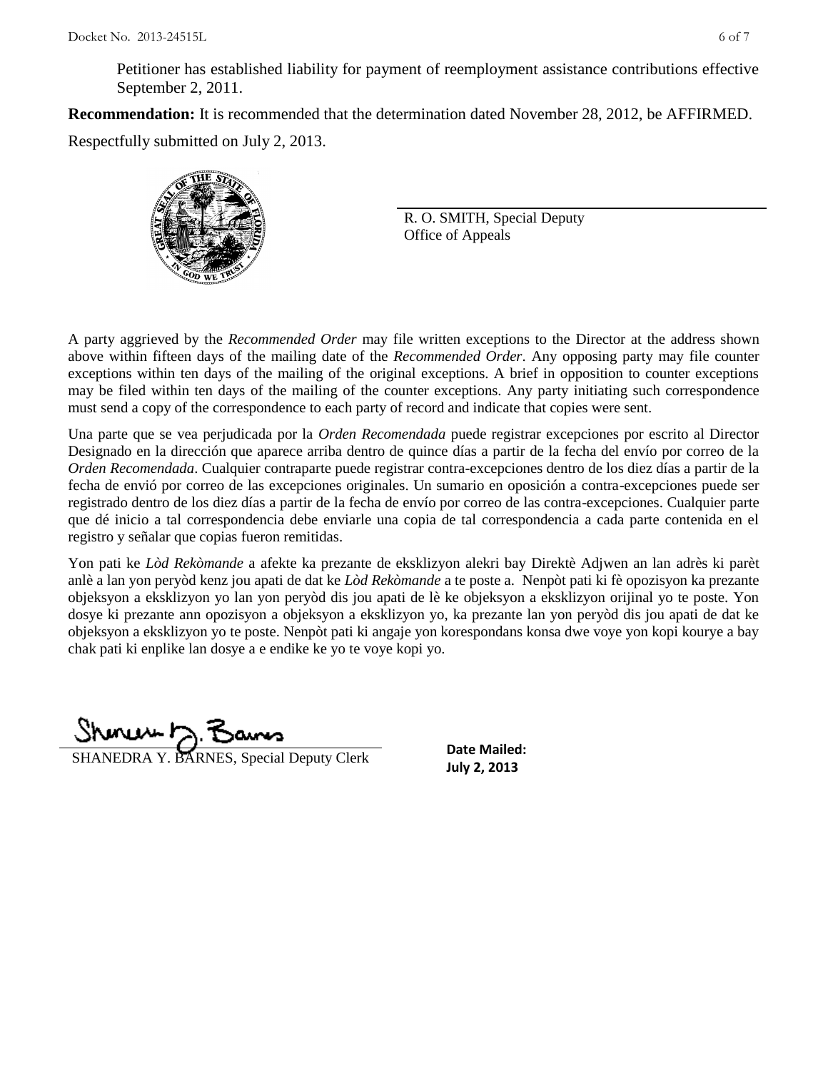Petitioner has established liability for payment of reemployment assistance contributions effective September 2, 2011.

**Recommendation:** It is recommended that the determination dated November 28, 2012, be AFFIRMED.

Respectfully submitted on July 2, 2013.

R. O. SMITH, Special Deputy
Office of Appeals

A party aggrieved by the *Recommended Order* may file written exceptions to the Director at the address shown above within fifteen days of the mailing date of the *Recommended Order*. Any opposing party may file counter exceptions within ten days of the mailing of the original exceptions. A brief in opposition to counter exceptions may be filed within ten days of the mailing of the counter exceptions. Any party initiating such correspondence must send a copy of the correspondence to each party of record and indicate that copies were sent.

Una parte que se vea perjudicada por la *Orden Recomendada* puede registrar excepciones por escrito al Director Designado en la dirección que aparece arriba dentro de quince días a partir de la fecha del envío por correo de la *Orden Recomendada*. Cualquier contraparte puede registrar contra-excepciones dentro de los diez días a partir de la fecha de envió por correo de las excepciones originales. Un sumario en oposición a contra-excepciones puede ser registrado dentro de los diez días a partir de la fecha de envío por correo de las contra-excepciones. Cualquier parte que dé inicio a tal correspondencia debe enviarle una copia de tal correspondencia a cada parte contenida en el registro y señalar que copias fueron remitidas.

Yon pati ke *Lòd Rekòmande* a afekte ka prezante de eksklizyon alekri bay Direktè Adjwen an lan adrès ki parèt anlè a lan yon peryòd kenz jou apati de dat ke *Lòd Rekòmande* a te poste a. Nenpòt pati ki fè opozisyon ka prezante objeksyon a eksklizyon yo lan yon peryòd dis jou apati de lè ke objeksyon a eksklizyon orijinal yo te poste. Yon dosye ki prezante ann opozisyon a objeksyon a eksklizyon yo, ka prezante lan yon peryòd dis jou apati de dat ke objeksyon a eksklizyon yo te poste. Nenpòt pati ki angaje yon korespondans konsa dwe voye yon kopi kourye a bay chak pati ki enplike lan dosye a e endike ke yo te voye kopi yo.

SHANEDRA Y. BARNES, Special Deputy Clerk

**Date Mailed:**
**July 2, 2013**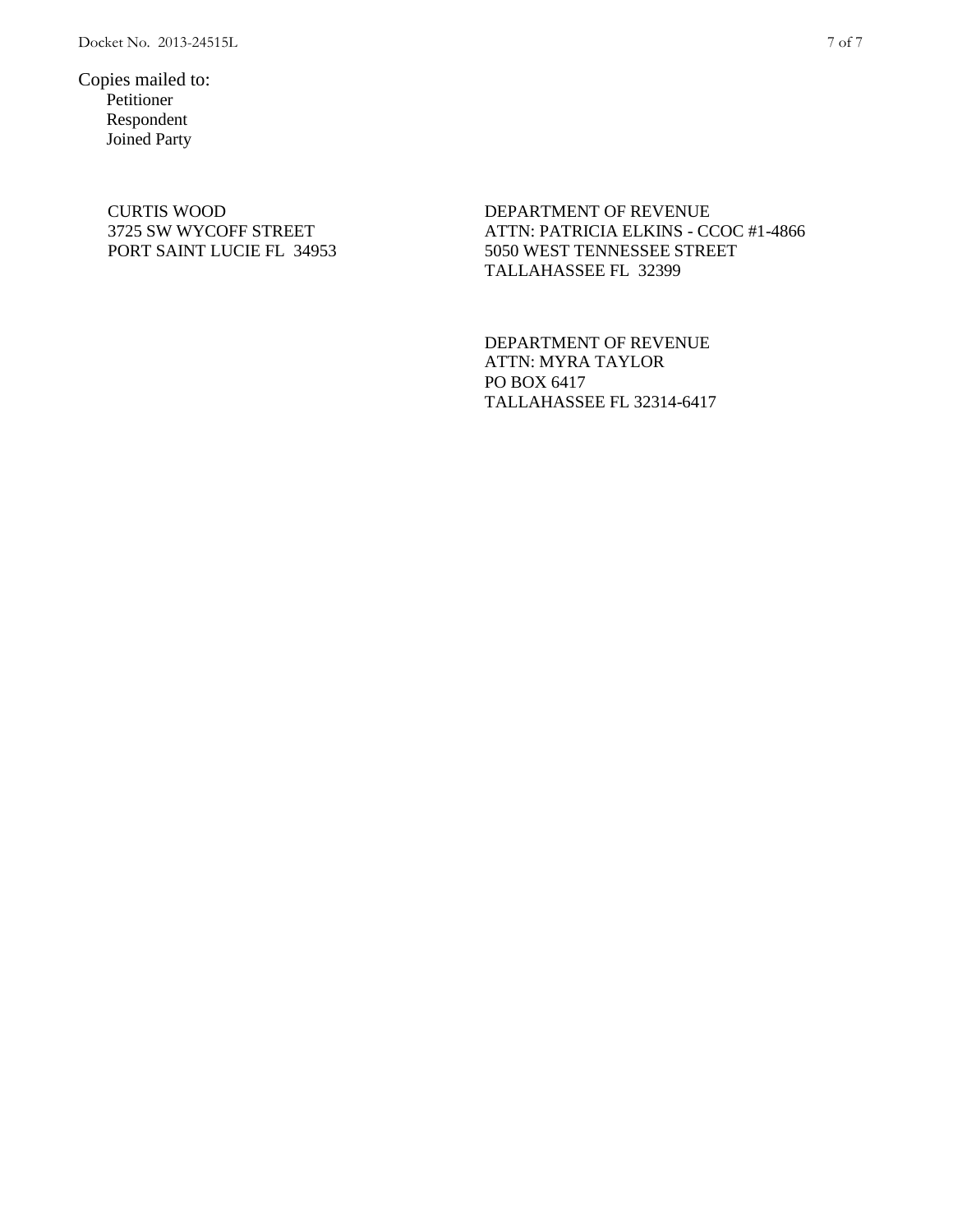Copies mailed to:
Petitioner
Respondent
Joined Party

CURTIS WOOD
3725 SW WYCOFF STREET
PORT SAINT LUCIE FL 34953

DEPARTMENT OF REVENUE
ATTN: PATRICIA ELKINS - CCOC #1-4866
5050 WEST TENNESSEE STREET
TALLAHASSEE FL 32399

DEPARTMENT OF REVENUE
ATTN: MYRA TAYLOR
PO BOX 6417
TALLAHASSEE FL 32314-6417